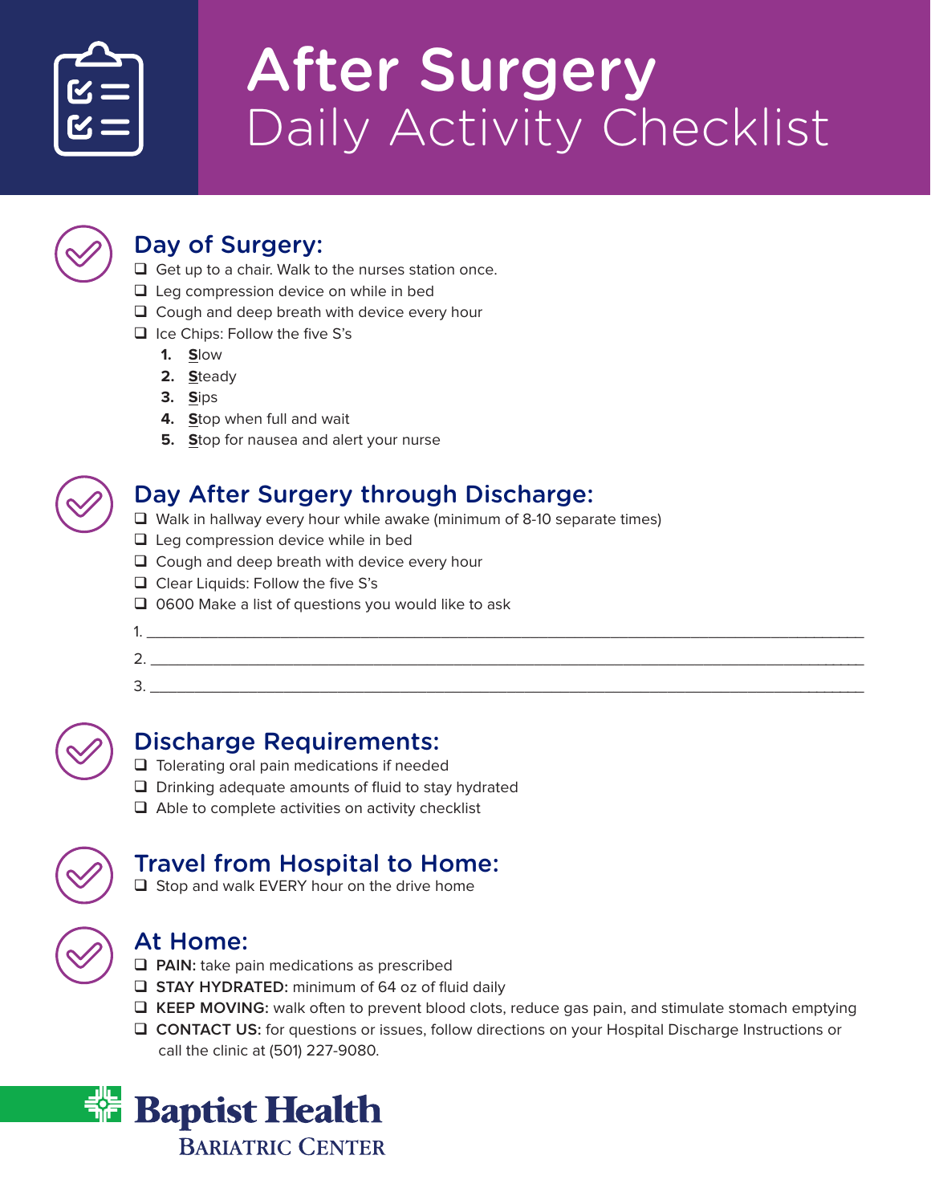# After Surgery

Daily Activity Checklist

## Day of Surgery:

- ❑ Get up to a chair. Walk to the nurses station once.
- ❑ Leg compression device on while in bed
- ❑ Cough and deep breath with device every hour
- ❑ Ice Chips: Follow the five S's
  1. **S**low
  2. **S**teady
  3. **S**ips
  4. **S**top when full and wait
  5. **S**top for nausea and alert your nurse

## Day After Surgery through Discharge:

- ❑ Walk in hallway every hour while awake (minimum of 8-10 separate times)
- ❑ Leg compression device while in bed
- ❑ Cough and deep breath with device every hour
- ❑ Clear Liquids: Follow the five S's
- ❑ 0600 Make a list of questions you would like to ask

1. ____________________________________________

2. ____________________________________________

3. ____________________________________________

## Discharge Requirements:

- ❑ Tolerating oral pain medications if needed
- ❑ Drinking adequate amounts of fluid to stay hydrated
- ❑ Able to complete activities on activity checklist

## Travel from Hospital to Home:

- ❑ Stop and walk EVERY hour on the drive home

## At Home:

- ❑ **PAIN:** take pain medications as prescribed
- ❑ **STAY HYDRATED:** minimum of 64 oz of fluid daily
- ❑ **KEEP MOVING:** walk often to prevent blood clots, reduce gas pain, and stimulate stomach emptying
- ❑ **CONTACT US:** for questions or issues, follow directions on your Hospital Discharge Instructions or call the clinic at (501) 227-9080.

Baptist Health
BARIATRIC CENTER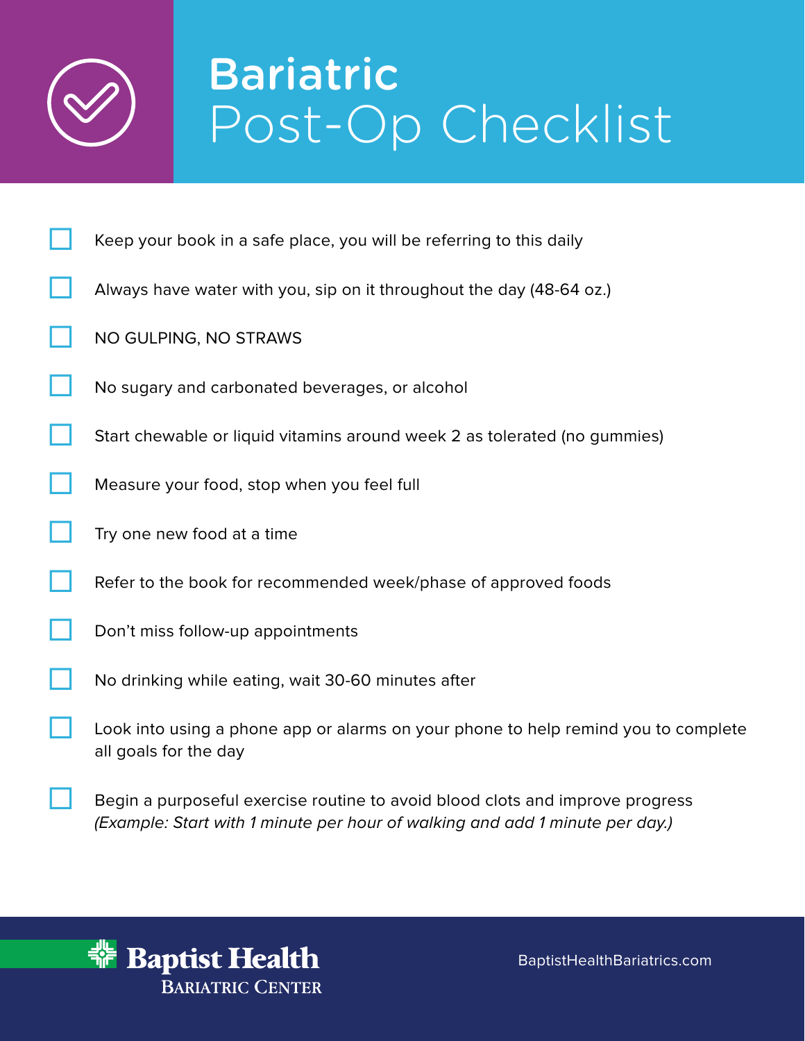# Bariatric Post-Op Checklist

- [ ] Keep your book in a safe place, you will be referring to this daily
- [ ] Always have water with you, sip on it throughout the day (48-64 oz.)
- [ ] NO GULPING, NO STRAWS
- [ ] No sugary and carbonated beverages, or alcohol
- [ ] Start chewable or liquid vitamins around week 2 as tolerated (no gummies)
- [ ] Measure your food, stop when you feel full
- [ ] Try one new food at a time
- [ ] Refer to the book for recommended week/phase of approved foods
- [ ] Don't miss follow-up appointments
- [ ] No drinking while eating, wait 30-60 minutes after
- [ ] Look into using a phone app or alarms on your phone to help remind you to complete all goals for the day
- [ ] Begin a purposeful exercise routine to avoid blood clots and improve progress *(Example: Start with 1 minute per hour of walking and add 1 minute per day.)*

Baptist Health
BARIATRIC CENTER

BaptistHealthBariatrics.com